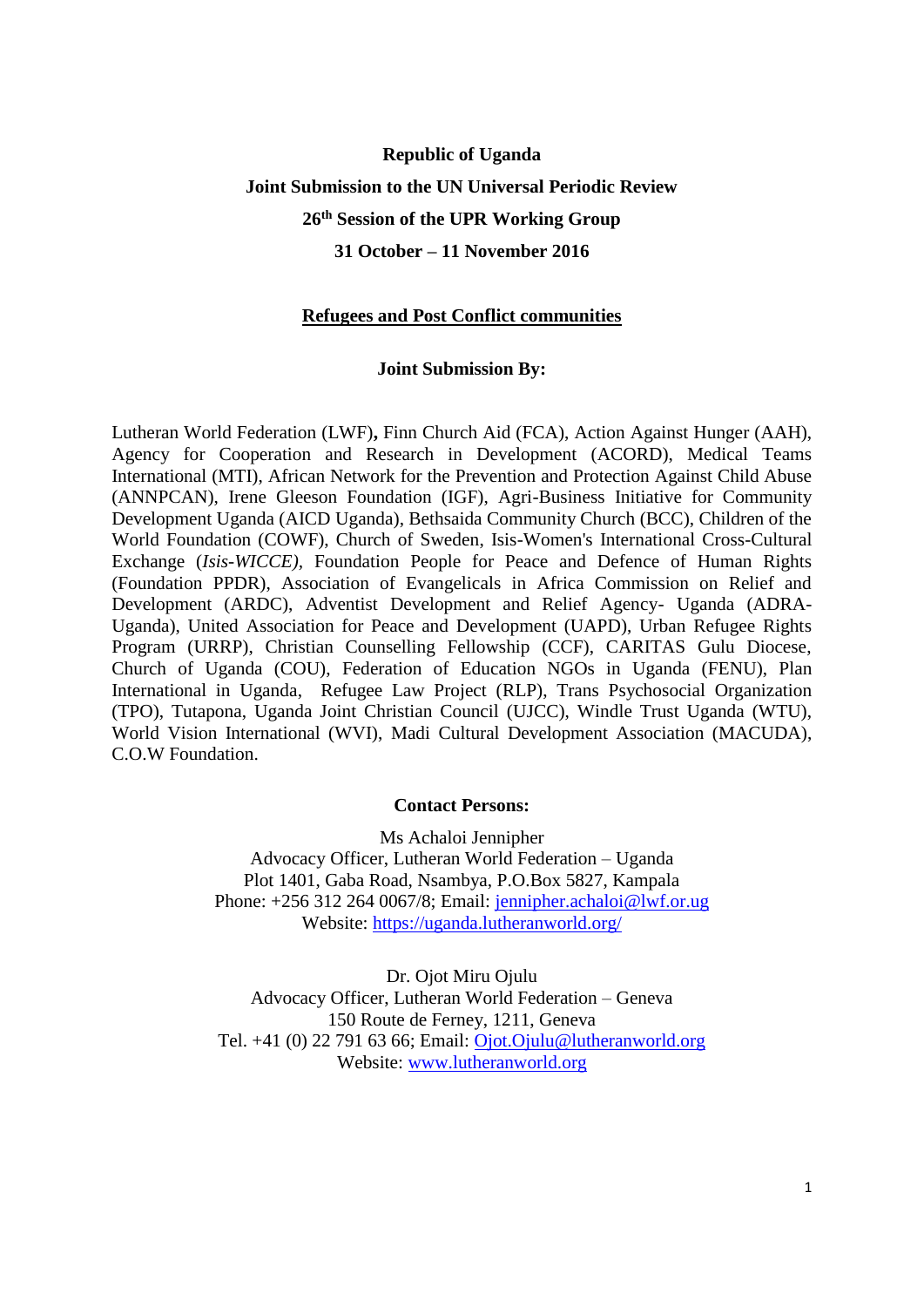**Republic of Uganda**

**Joint Submission to the UN Universal Periodic Review**

**26th Session of the UPR Working Group**

**31 October – 11 November 2016**

**Refugees and Post Conflict communities**

**Joint Submission By:**

Lutheran World Federation (LWF), Finn Church Aid (FCA), Action Against Hunger (AAH), Agency for Cooperation and Research in Development (ACORD), Medical Teams International (MTI), African Network for the Prevention and Protection Against Child Abuse (ANNPCAN), Irene Gleeson Foundation (IGF), Agri-Business Initiative for Community Development Uganda (AICD Uganda), Bethsaida Community Church (BCC), Children of the World Foundation (COWF), Church of Sweden, Isis-Women's International Cross-Cultural Exchange (*Isis-WICCE)*, Foundation People for Peace and Defence of Human Rights (Foundation PPDR), Association of Evangelicals in Africa Commission on Relief and Development (ARDC), Adventist Development and Relief Agency- Uganda (ADRA-Uganda), United Association for Peace and Development (UAPD), Urban Refugee Rights Program (URRP), Christian Counselling Fellowship (CCF), CARITAS Gulu Diocese, Church of Uganda (COU), Federation of Education NGOs in Uganda (FENU), Plan International in Uganda, Refugee Law Project (RLP), Trans Psychosocial Organization (TPO), Tutapona, Uganda Joint Christian Council (UJCC), Windle Trust Uganda (WTU), World Vision International (WVI), Madi Cultural Development Association (MACUDA), C.O.W Foundation.

**Contact Persons:**

Ms Achaloi Jennipher
Advocacy Officer, Lutheran World Federation – Uganda
Plot 1401, Gaba Road, Nsambya, P.O.Box 5827, Kampala
Phone: +256 312 264 0067/8; Email: jennipher.achaloi@lwf.or.ug
Website: https://uganda.lutheranworld.org/

Dr. Ojot Miru Ojulu
Advocacy Officer, Lutheran World Federation – Geneva
150 Route de Ferney, 1211, Geneva
Tel. +41 (0) 22 791 63 66; Email: Ojot.Ojulu@lutheranworld.org
Website: www.lutheranworld.org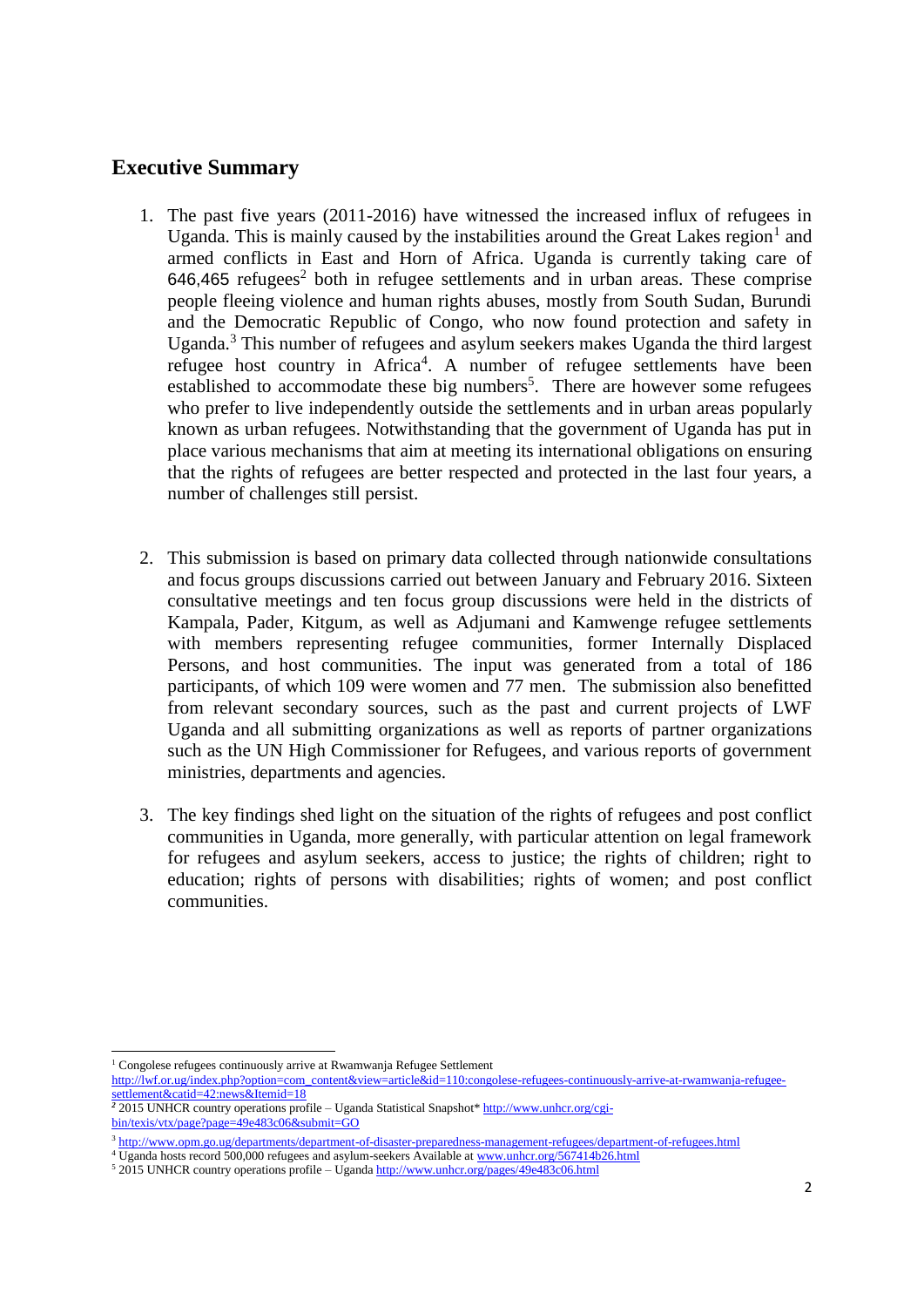## Executive Summary

1. The past five years (2011-2016) have witnessed the increased influx of refugees in Uganda. This is mainly caused by the instabilities around the Great Lakes region[1] and armed conflicts in East and Horn of Africa. Uganda is currently taking care of 646,465 refugees[2] both in refugee settlements and in urban areas. These comprise people fleeing violence and human rights abuses, mostly from South Sudan, Burundi and the Democratic Republic of Congo, who now found protection and safety in Uganda.[3] This number of refugees and asylum seekers makes Uganda the third largest refugee host country in Africa[4]. A number of refugee settlements have been established to accommodate these big numbers[5]. There are however some refugees who prefer to live independently outside the settlements and in urban areas popularly known as urban refugees. Notwithstanding that the government of Uganda has put in place various mechanisms that aim at meeting its international obligations on ensuring that the rights of refugees are better respected and protected in the last four years, a number of challenges still persist.

2. This submission is based on primary data collected through nationwide consultations and focus groups discussions carried out between January and February 2016. Sixteen consultative meetings and ten focus group discussions were held in the districts of Kampala, Pader, Kitgum, as well as Adjumani and Kamwenge refugee settlements with members representing refugee communities, former Internally Displaced Persons, and host communities. The input was generated from a total of 186 participants, of which 109 were women and 77 men. The submission also benefitted from relevant secondary sources, such as the past and current projects of LWF Uganda and all submitting organizations as well as reports of partner organizations such as the UN High Commissioner for Refugees, and various reports of government ministries, departments and agencies.

3. The key findings shed light on the situation of the rights of refugees and post conflict communities in Uganda, more generally, with particular attention on legal framework for refugees and asylum seekers, access to justice; the rights of children; right to education; rights of persons with disabilities; rights of women; and post conflict communities.

---

[1] Congolese refugees continuously arrive at Rwamwanja Refugee Settlement http://lwf.or.ug/index.php?option=com_content&view=article&id=110:congolese-refugees-continuously-arrive-at-rwamwanja-refugee-settlement&catid=42:news&Itemid=18

[2] 2015 UNHCR country operations profile – Uganda Statistical Snapshot* http://www.unhcr.org/cgi-bin/texis/vtx/page?page=49e483c06&submit=GO

[3] http://www.opm.go.ug/departments/department-of-disaster-preparedness-management-refugees/department-of-refugees.html

[4] Uganda hosts record 500,000 refugees and asylum-seekers Available at www.unhcr.org/567414b26.html

[5] 2015 UNHCR country operations profile – Uganda http://www.unhcr.org/pages/49e483c06.html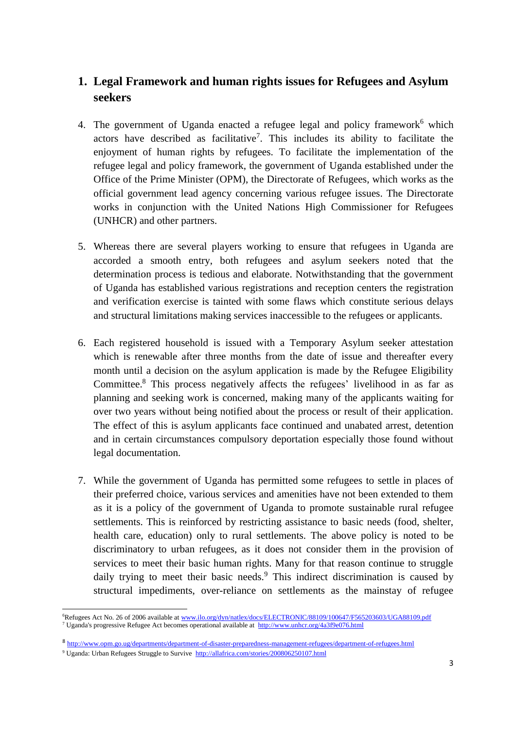## 1. Legal Framework and human rights issues for Refugees and Asylum seekers

4. The government of Uganda enacted a refugee legal and policy framework[6] which actors have described as facilitative[7]. This includes its ability to facilitate the enjoyment of human rights by refugees. To facilitate the implementation of the refugee legal and policy framework, the government of Uganda established under the Office of the Prime Minister (OPM), the Directorate of Refugees, which works as the official government lead agency concerning various refugee issues. The Directorate works in conjunction with the United Nations High Commissioner for Refugees (UNHCR) and other partners.

5. Whereas there are several players working to ensure that refugees in Uganda are accorded a smooth entry, both refugees and asylum seekers noted that the determination process is tedious and elaborate. Notwithstanding that the government of Uganda has established various registrations and reception centers the registration and verification exercise is tainted with some flaws which constitute serious delays and structural limitations making services inaccessible to the refugees or applicants.

6. Each registered household is issued with a Temporary Asylum seeker attestation which is renewable after three months from the date of issue and thereafter every month until a decision on the asylum application is made by the Refugee Eligibility Committee.[8] This process negatively affects the refugees' livelihood in as far as planning and seeking work is concerned, making many of the applicants waiting for over two years without being notified about the process or result of their application. The effect of this is asylum applicants face continued and unabated arrest, detention and in certain circumstances compulsory deportation especially those found without legal documentation.

7. While the government of Uganda has permitted some refugees to settle in places of their preferred choice, various services and amenities have not been extended to them as it is a policy of the government of Uganda to promote sustainable rural refugee settlements. This is reinforced by restricting assistance to basic needs (food, shelter, health care, education) only to rural settlements. The above policy is noted to be discriminatory to urban refugees, as it does not consider them in the provision of services to meet their basic human rights. Many for that reason continue to struggle daily trying to meet their basic needs.[9] This indirect discrimination is caused by structural impediments, over-reliance on settlements as the mainstay of refugee

---

[6] Refugees Act No. 26 of 2006 available at www.ilo.org/dyn/natlex/docs/ELECTRONIC/88109/100647/F565203603/UGA88109.pdf

[7] Uganda's progressive Refugee Act becomes operational available at http://www.unhcr.org/4a3f9e076.html

[8] http://www.opm.go.ug/departments/department-of-disaster-preparedness-management-refugees/department-of-refugees.html

[9] Uganda: Urban Refugees Struggle to Survive http://allafrica.com/stories/200806250107.html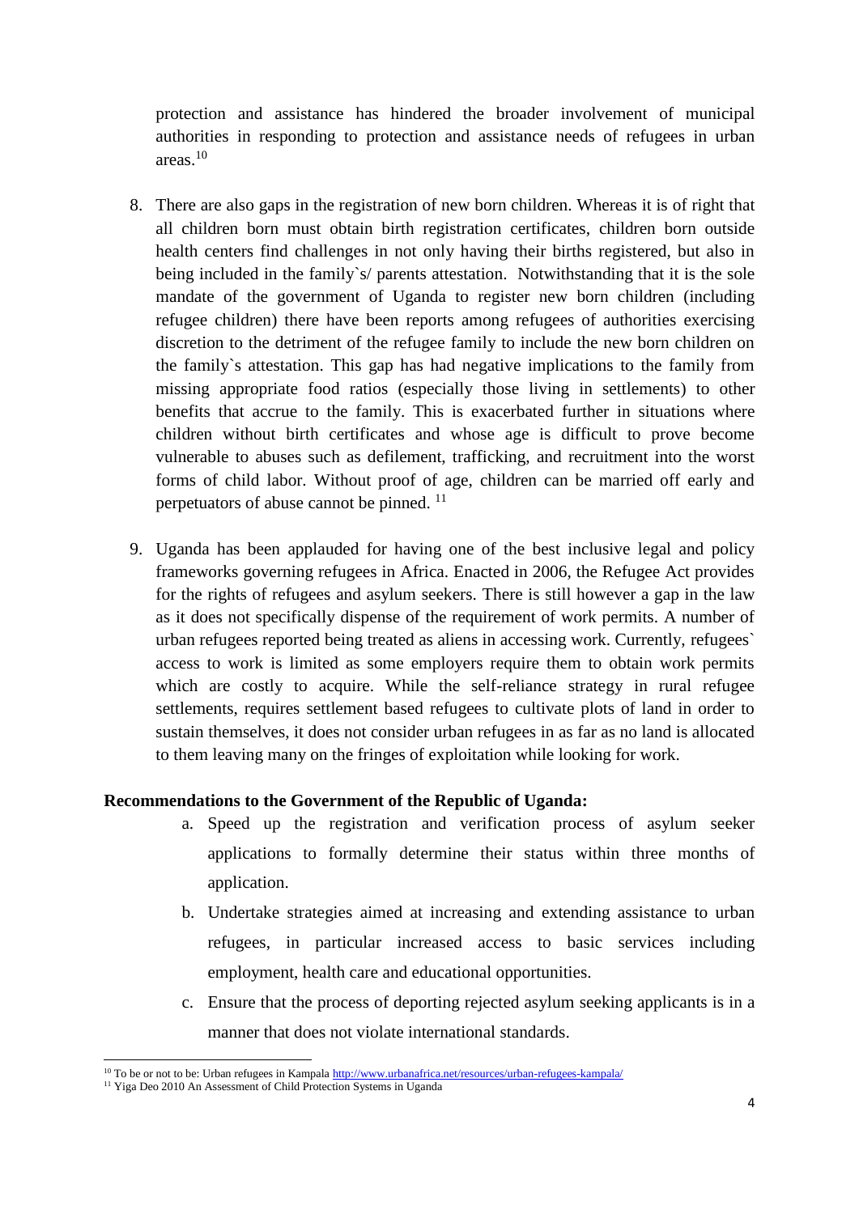protection and assistance has hindered the broader involvement of municipal authorities in responding to protection and assistance needs of refugees in urban areas.[10]

8. There are also gaps in the registration of new born children. Whereas it is of right that all children born must obtain birth registration certificates, children born outside health centers find challenges in not only having their births registered, but also in being included in the family`s/ parents attestation. Notwithstanding that it is the sole mandate of the government of Uganda to register new born children (including refugee children) there have been reports among refugees of authorities exercising discretion to the detriment of the refugee family to include the new born children on the family`s attestation. This gap has had negative implications to the family from missing appropriate food ratios (especially those living in settlements) to other benefits that accrue to the family. This is exacerbated further in situations where children without birth certificates and whose age is difficult to prove become vulnerable to abuses such as defilement, trafficking, and recruitment into the worst forms of child labor. Without proof of age, children can be married off early and perpetuators of abuse cannot be pinned. [11]

9. Uganda has been applauded for having one of the best inclusive legal and policy frameworks governing refugees in Africa. Enacted in 2006, the Refugee Act provides for the rights of refugees and asylum seekers. There is still however a gap in the law as it does not specifically dispense of the requirement of work permits. A number of urban refugees reported being treated as aliens in accessing work. Currently, refugees` access to work is limited as some employers require them to obtain work permits which are costly to acquire. While the self-reliance strategy in rural refugee settlements, requires settlement based refugees to cultivate plots of land in order to sustain themselves, it does not consider urban refugees in as far as no land is allocated to them leaving many on the fringes of exploitation while looking for work.

**Recommendations to the Government of the Republic of Uganda:**

a. Speed up the registration and verification process of asylum seeker applications to formally determine their status within three months of application.
b. Undertake strategies aimed at increasing and extending assistance to urban refugees, in particular increased access to basic services including employment, health care and educational opportunities.
c. Ensure that the process of deporting rejected asylum seeking applicants is in a manner that does not violate international standards.

---

[10] To be or not to be: Urban refugees in Kampala http://www.urbanafrica.net/resources/urban-refugees-kampala/

[11] Yiga Deo 2010 An Assessment of Child Protection Systems in Uganda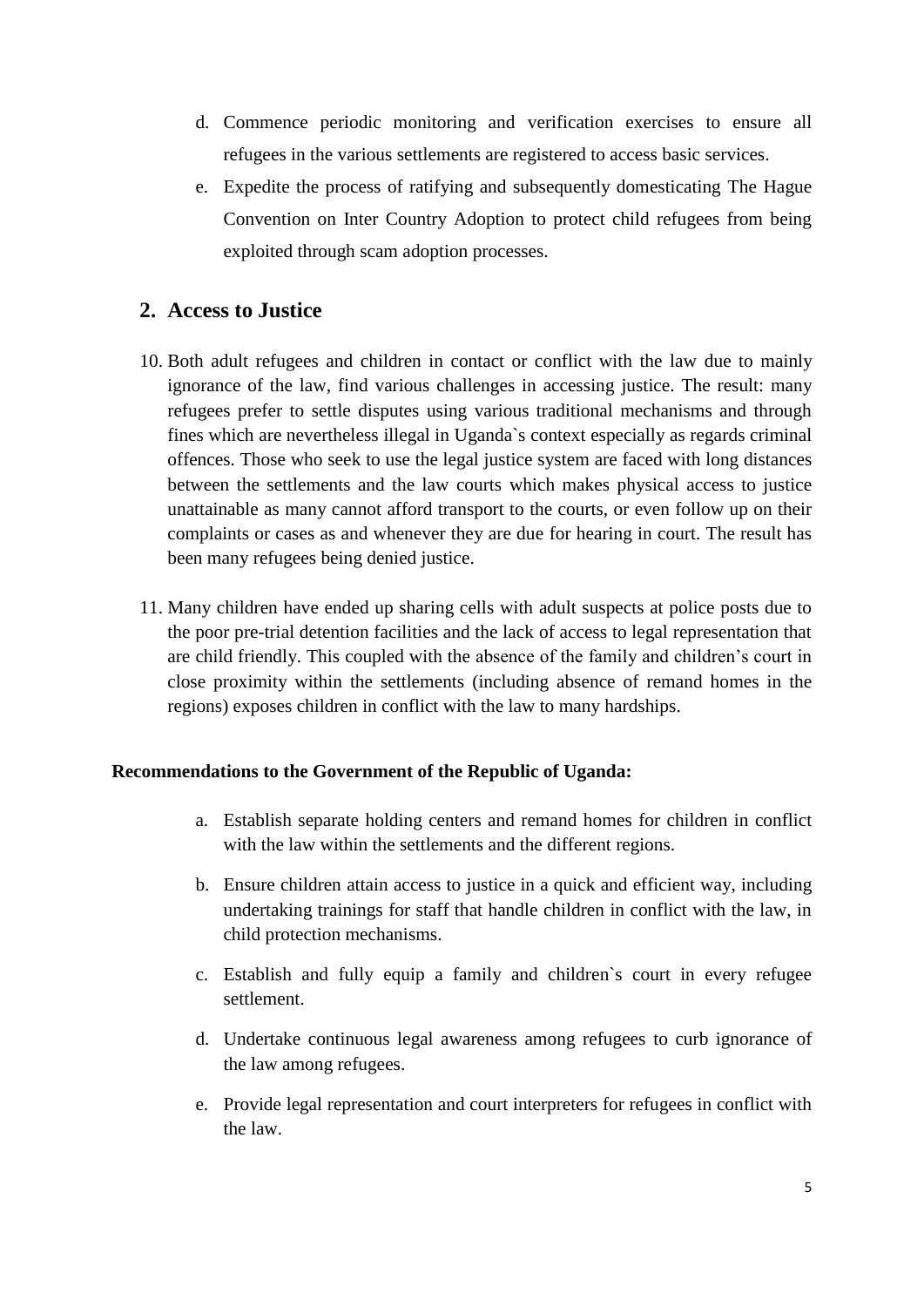d. Commence periodic monitoring and verification exercises to ensure all refugees in the various settlements are registered to access basic services.

e. Expedite the process of ratifying and subsequently domesticating The Hague Convention on Inter Country Adoption to protect child refugees from being exploited through scam adoption processes.

## 2. Access to Justice

10. Both adult refugees and children in contact or conflict with the law due to mainly ignorance of the law, find various challenges in accessing justice. The result: many refugees prefer to settle disputes using various traditional mechanisms and through fines which are nevertheless illegal in Uganda`s context especially as regards criminal offences. Those who seek to use the legal justice system are faced with long distances between the settlements and the law courts which makes physical access to justice unattainable as many cannot afford transport to the courts, or even follow up on their complaints or cases as and whenever they are due for hearing in court. The result has been many refugees being denied justice.

11. Many children have ended up sharing cells with adult suspects at police posts due to the poor pre-trial detention facilities and the lack of access to legal representation that are child friendly. This coupled with the absence of the family and children's court in close proximity within the settlements (including absence of remand homes in the regions) exposes children in conflict with the law to many hardships.

**Recommendations to the Government of the Republic of Uganda:**

a. Establish separate holding centers and remand homes for children in conflict with the law within the settlements and the different regions.

b. Ensure children attain access to justice in a quick and efficient way, including undertaking trainings for staff that handle children in conflict with the law, in child protection mechanisms.

c. Establish and fully equip a family and children`s court in every refugee settlement.

d. Undertake continuous legal awareness among refugees to curb ignorance of the law among refugees.

e. Provide legal representation and court interpreters for refugees in conflict with the law.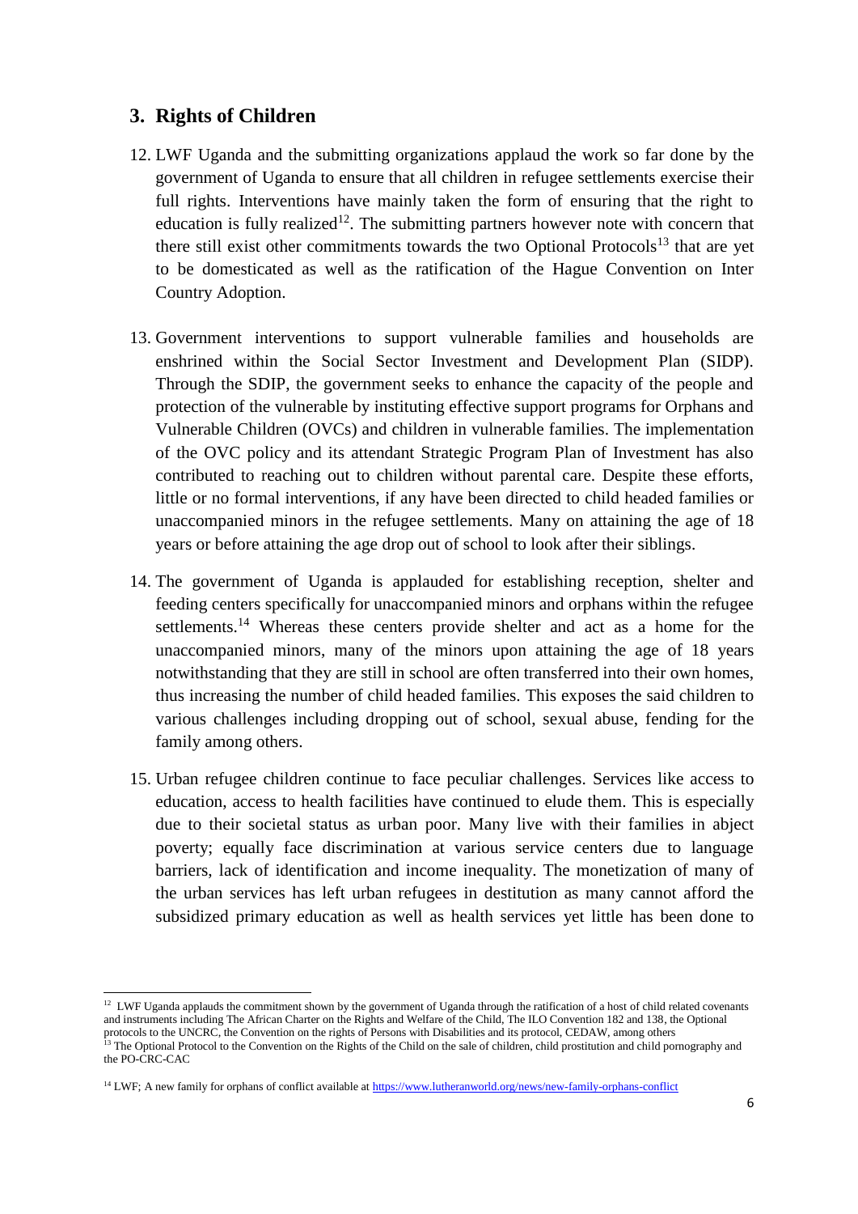## 3. Rights of Children

12. LWF Uganda and the submitting organizations applaud the work so far done by the government of Uganda to ensure that all children in refugee settlements exercise their full rights. Interventions have mainly taken the form of ensuring that the right to education is fully realized[12]. The submitting partners however note with concern that there still exist other commitments towards the two Optional Protocols[13] that are yet to be domesticated as well as the ratification of the Hague Convention on Inter Country Adoption.

13. Government interventions to support vulnerable families and households are enshrined within the Social Sector Investment and Development Plan (SIDP). Through the SDIP, the government seeks to enhance the capacity of the people and protection of the vulnerable by instituting effective support programs for Orphans and Vulnerable Children (OVCs) and children in vulnerable families. The implementation of the OVC policy and its attendant Strategic Program Plan of Investment has also contributed to reaching out to children without parental care. Despite these efforts, little or no formal interventions, if any have been directed to child headed families or unaccompanied minors in the refugee settlements. Many on attaining the age of 18 years or before attaining the age drop out of school to look after their siblings.

14. The government of Uganda is applauded for establishing reception, shelter and feeding centers specifically for unaccompanied minors and orphans within the refugee settlements.[14] Whereas these centers provide shelter and act as a home for the unaccompanied minors, many of the minors upon attaining the age of 18 years notwithstanding that they are still in school are often transferred into their own homes, thus increasing the number of child headed families. This exposes the said children to various challenges including dropping out of school, sexual abuse, fending for the family among others.

15. Urban refugee children continue to face peculiar challenges. Services like access to education, access to health facilities have continued to elude them. This is especially due to their societal status as urban poor. Many live with their families in abject poverty; equally face discrimination at various service centers due to language barriers, lack of identification and income inequality. The monetization of many of the urban services has left urban refugees in destitution as many cannot afford the subsidized primary education as well as health services yet little has been done to

---

[12] LWF Uganda applauds the commitment shown by the government of Uganda through the ratification of a host of child related covenants and instruments including The African Charter on the Rights and Welfare of the Child, The ILO Convention 182 and 138, the Optional protocols to the UNCRC, the Convention on the rights of Persons with Disabilities and its protocol, CEDAW, among others

[13] The Optional Protocol to the Convention on the Rights of the Child on the sale of children, child prostitution and child pornography and the PO-CRC-CAC

[14] LWF; A new family for orphans of conflict available at https://www.lutheranworld.org/news/new-family-orphans-conflict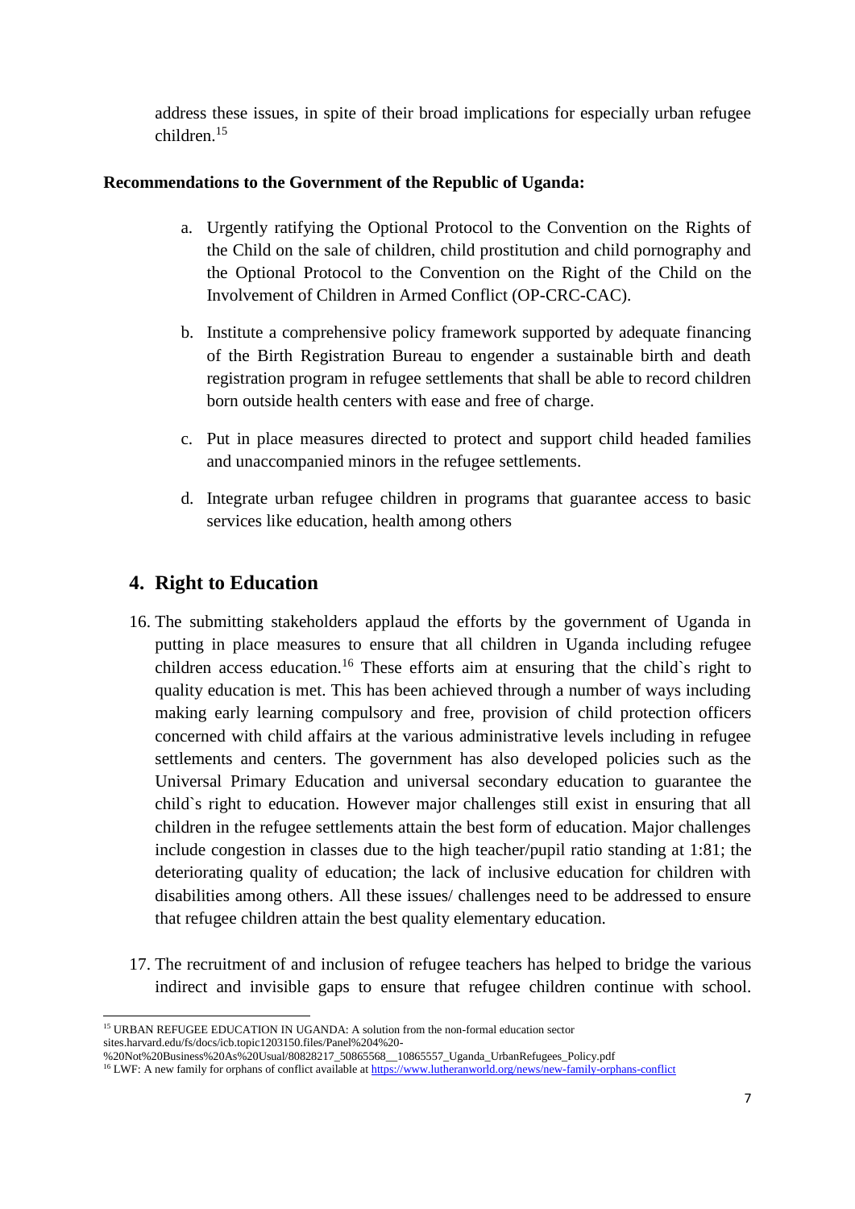address these issues, in spite of their broad implications for especially urban refugee children.[15]

**Recommendations to the Government of the Republic of Uganda:**

a. Urgently ratifying the Optional Protocol to the Convention on the Rights of the Child on the sale of children, child prostitution and child pornography and the Optional Protocol to the Convention on the Right of the Child on the Involvement of Children in Armed Conflict (OP-CRC-CAC).

b. Institute a comprehensive policy framework supported by adequate financing of the Birth Registration Bureau to engender a sustainable birth and death registration program in refugee settlements that shall be able to record children born outside health centers with ease and free of charge.

c. Put in place measures directed to protect and support child headed families and unaccompanied minors in the refugee settlements.

d. Integrate urban refugee children in programs that guarantee access to basic services like education, health among others

## 4. Right to Education

16. The submitting stakeholders applaud the efforts by the government of Uganda in putting in place measures to ensure that all children in Uganda including refugee children access education.[16] These efforts aim at ensuring that the child`s right to quality education is met. This has been achieved through a number of ways including making early learning compulsory and free, provision of child protection officers concerned with child affairs at the various administrative levels including in refugee settlements and centers. The government has also developed policies such as the Universal Primary Education and universal secondary education to guarantee the child`s right to education. However major challenges still exist in ensuring that all children in the refugee settlements attain the best form of education. Major challenges include congestion in classes due to the high teacher/pupil ratio standing at 1:81; the deteriorating quality of education; the lack of inclusive education for children with disabilities among others. All these issues/ challenges need to be addressed to ensure that refugee children attain the best quality elementary education.

17. The recruitment of and inclusion of refugee teachers has helped to bridge the various indirect and invisible gaps to ensure that refugee children continue with school.

---

[15] URBAN REFUGEE EDUCATION IN UGANDA: A solution from the non-formal education sector sites.harvard.edu/fs/docs/icb.topic1203150.files/Panel%204%20-%20Not%20Business%20As%20Usual/80828217_50865568__10865557_Uganda_UrbanRefugees_Policy.pdf

[16] LWF: A new family for orphans of conflict available at https://www.lutheranworld.org/news/new-family-orphans-conflict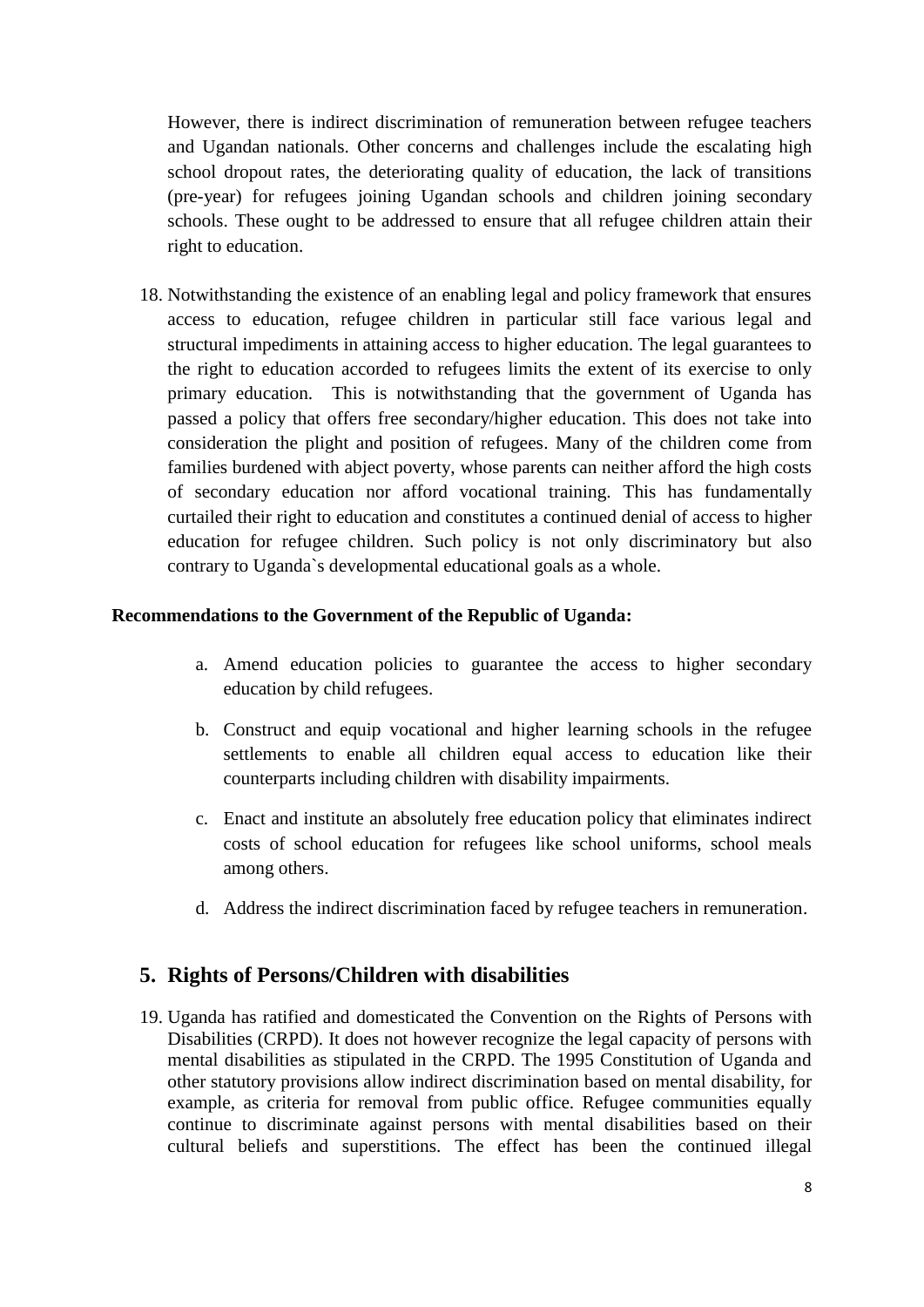However, there is indirect discrimination of remuneration between refugee teachers and Ugandan nationals. Other concerns and challenges include the escalating high school dropout rates, the deteriorating quality of education, the lack of transitions (pre-year) for refugees joining Ugandan schools and children joining secondary schools. These ought to be addressed to ensure that all refugee children attain their right to education.

18. Notwithstanding the existence of an enabling legal and policy framework that ensures access to education, refugee children in particular still face various legal and structural impediments in attaining access to higher education. The legal guarantees to the right to education accorded to refugees limits the extent of its exercise to only primary education. This is notwithstanding that the government of Uganda has passed a policy that offers free secondary/higher education. This does not take into consideration the plight and position of refugees. Many of the children come from families burdened with abject poverty, whose parents can neither afford the high costs of secondary education nor afford vocational training. This has fundamentally curtailed their right to education and constitutes a continued denial of access to higher education for refugee children. Such policy is not only discriminatory but also contrary to Uganda`s developmental educational goals as a whole.

**Recommendations to the Government of the Republic of Uganda:**

a. Amend education policies to guarantee the access to higher secondary education by child refugees.

b. Construct and equip vocational and higher learning schools in the refugee settlements to enable all children equal access to education like their counterparts including children with disability impairments.

c. Enact and institute an absolutely free education policy that eliminates indirect costs of school education for refugees like school uniforms, school meals among others.

d. Address the indirect discrimination faced by refugee teachers in remuneration.

## 5. Rights of Persons/Children with disabilities

19. Uganda has ratified and domesticated the Convention on the Rights of Persons with Disabilities (CRPD). It does not however recognize the legal capacity of persons with mental disabilities as stipulated in the CRPD. The 1995 Constitution of Uganda and other statutory provisions allow indirect discrimination based on mental disability, for example, as criteria for removal from public office. Refugee communities equally continue to discriminate against persons with mental disabilities based on their cultural beliefs and superstitions. The effect has been the continued illegal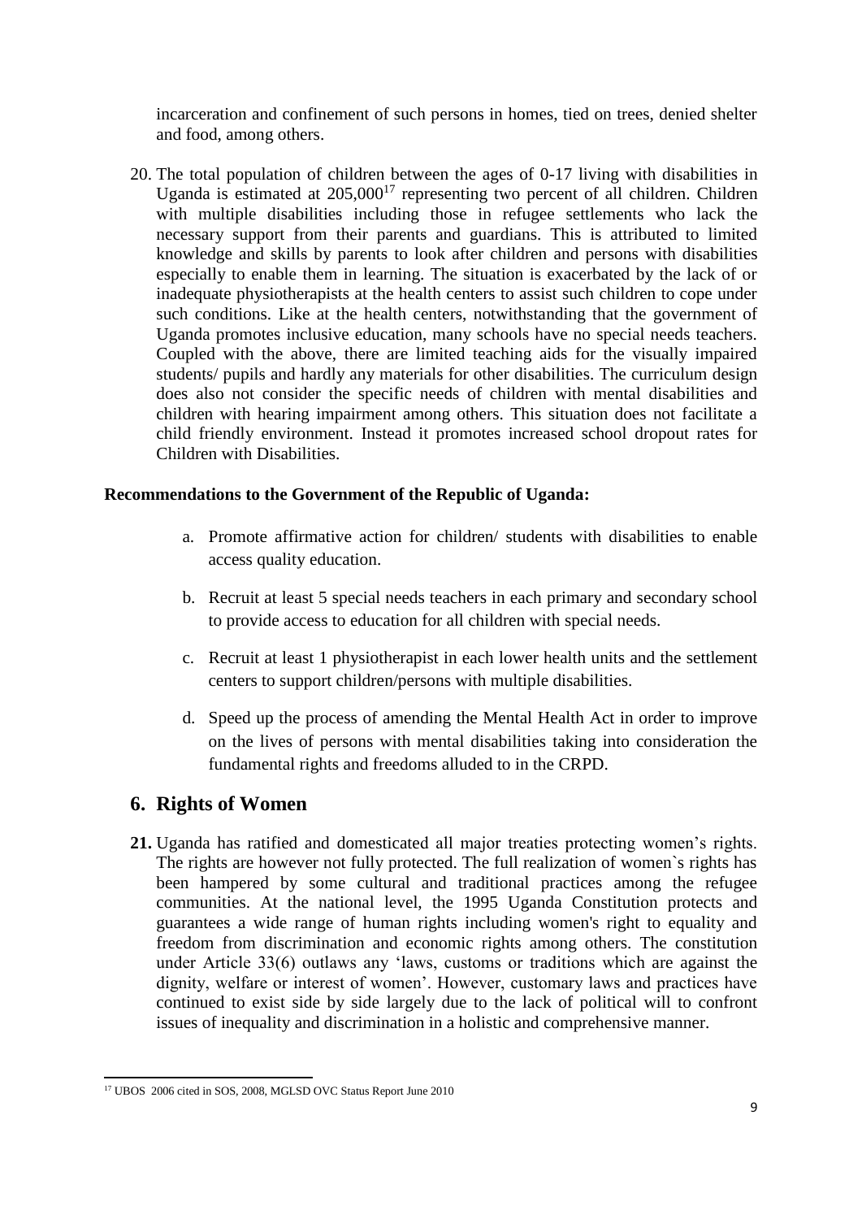incarceration and confinement of such persons in homes, tied on trees, denied shelter and food, among others.

20. The total population of children between the ages of 0-17 living with disabilities in Uganda is estimated at 205,000[17] representing two percent of all children. Children with multiple disabilities including those in refugee settlements who lack the necessary support from their parents and guardians. This is attributed to limited knowledge and skills by parents to look after children and persons with disabilities especially to enable them in learning. The situation is exacerbated by the lack of or inadequate physiotherapists at the health centers to assist such children to cope under such conditions. Like at the health centers, notwithstanding that the government of Uganda promotes inclusive education, many schools have no special needs teachers. Coupled with the above, there are limited teaching aids for the visually impaired students/ pupils and hardly any materials for other disabilities. The curriculum design does also not consider the specific needs of children with mental disabilities and children with hearing impairment among others. This situation does not facilitate a child friendly environment. Instead it promotes increased school dropout rates for Children with Disabilities.

**Recommendations to the Government of the Republic of Uganda:**

a. Promote affirmative action for children/ students with disabilities to enable access quality education.

b. Recruit at least 5 special needs teachers in each primary and secondary school to provide access to education for all children with special needs.

c. Recruit at least 1 physiotherapist in each lower health units and the settlement centers to support children/persons with multiple disabilities.

d. Speed up the process of amending the Mental Health Act in order to improve on the lives of persons with mental disabilities taking into consideration the fundamental rights and freedoms alluded to in the CRPD.

## 6. Rights of Women

**21.** Uganda has ratified and domesticated all major treaties protecting women's rights. The rights are however not fully protected. The full realization of women`s rights has been hampered by some cultural and traditional practices among the refugee communities. At the national level, the 1995 Uganda Constitution protects and guarantees a wide range of human rights including women's right to equality and freedom from discrimination and economic rights among others. The constitution under Article 33(6) outlaws any 'laws, customs or traditions which are against the dignity, welfare or interest of women'. However, customary laws and practices have continued to exist side by side largely due to the lack of political will to confront issues of inequality and discrimination in a holistic and comprehensive manner.

[17] UBOS 2006 cited in SOS, 2008, MGLSD OVC Status Report June 2010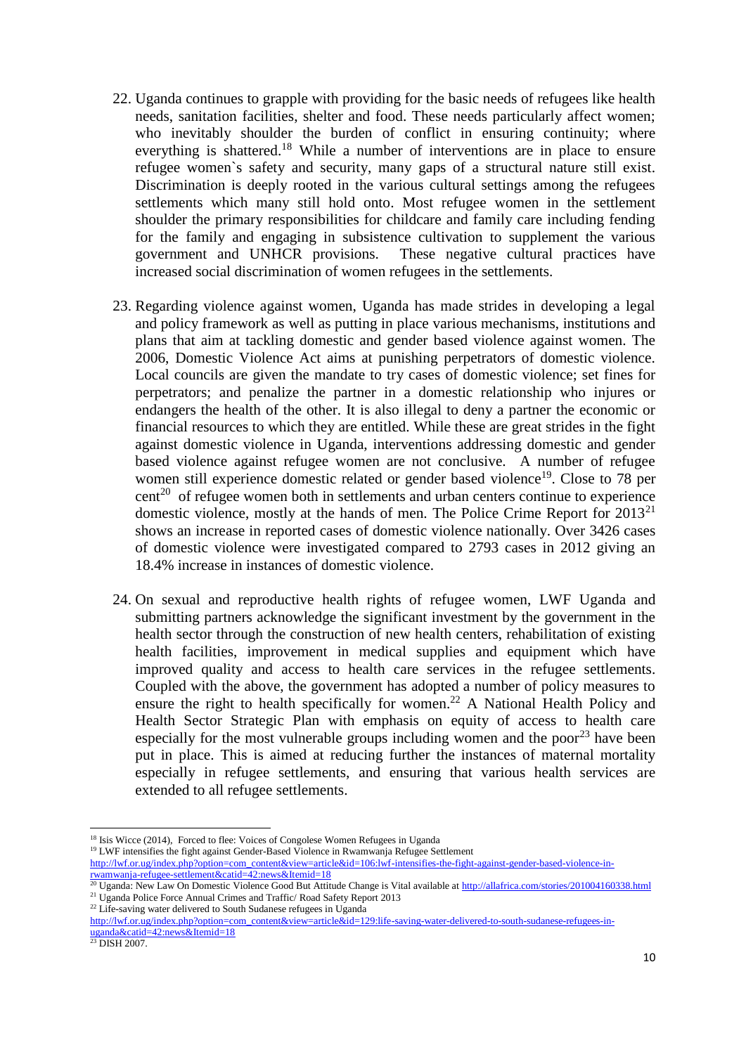22. Uganda continues to grapple with providing for the basic needs of refugees like health needs, sanitation facilities, shelter and food. These needs particularly affect women; who inevitably shoulder the burden of conflict in ensuring continuity; where everything is shattered.[18] While a number of interventions are in place to ensure refugee women`s safety and security, many gaps of a structural nature still exist. Discrimination is deeply rooted in the various cultural settings among the refugees settlements which many still hold onto. Most refugee women in the settlement shoulder the primary responsibilities for childcare and family care including fending for the family and engaging in subsistence cultivation to supplement the various government and UNHCR provisions. These negative cultural practices have increased social discrimination of women refugees in the settlements.

23. Regarding violence against women, Uganda has made strides in developing a legal and policy framework as well as putting in place various mechanisms, institutions and plans that aim at tackling domestic and gender based violence against women. The 2006, Domestic Violence Act aims at punishing perpetrators of domestic violence. Local councils are given the mandate to try cases of domestic violence; set fines for perpetrators; and penalize the partner in a domestic relationship who injures or endangers the health of the other. It is also illegal to deny a partner the economic or financial resources to which they are entitled. While these are great strides in the fight against domestic violence in Uganda, interventions addressing domestic and gender based violence against refugee women are not conclusive. A number of refugee women still experience domestic related or gender based violence[19]. Close to 78 per cent[20] of refugee women both in settlements and urban centers continue to experience domestic violence, mostly at the hands of men. The Police Crime Report for 2013[21] shows an increase in reported cases of domestic violence nationally. Over 3426 cases of domestic violence were investigated compared to 2793 cases in 2012 giving an 18.4% increase in instances of domestic violence.

24. On sexual and reproductive health rights of refugee women, LWF Uganda and submitting partners acknowledge the significant investment by the government in the health sector through the construction of new health centers, rehabilitation of existing health facilities, improvement in medical supplies and equipment which have improved quality and access to health care services in the refugee settlements. Coupled with the above, the government has adopted a number of policy measures to ensure the right to health specifically for women.[22] A National Health Policy and Health Sector Strategic Plan with emphasis on equity of access to health care especially for the most vulnerable groups including women and the poor[23] have been put in place. This is aimed at reducing further the instances of maternal mortality especially in refugee settlements, and ensuring that various health services are extended to all refugee settlements.

---

[18] Isis Wicce (2014), Forced to flee: Voices of Congolese Women Refugees in Uganda

[19] LWF intensifies the fight against Gender-Based Violence in Rwamwanja Refugee Settlement http://lwf.or.ug/index.php?option=com_content&view=article&id=106:lwf-intensifies-the-fight-against-gender-based-violence-in-rwamwanja-refugee-settlement&catid=42:news&Itemid=18

[20] Uganda: New Law On Domestic Violence Good But Attitude Change is Vital available at http://allafrica.com/stories/201004160338.html

[21] Uganda Police Force Annual Crimes and Traffic/ Road Safety Report 2013

[22] Life-saving water delivered to South Sudanese refugees in Uganda http://lwf.or.ug/index.php?option=com_content&view=article&id=129:life-saving-water-delivered-to-south-sudanese-refugees-in-uganda&catid=42:news&Itemid=18

[23] DISH 2007.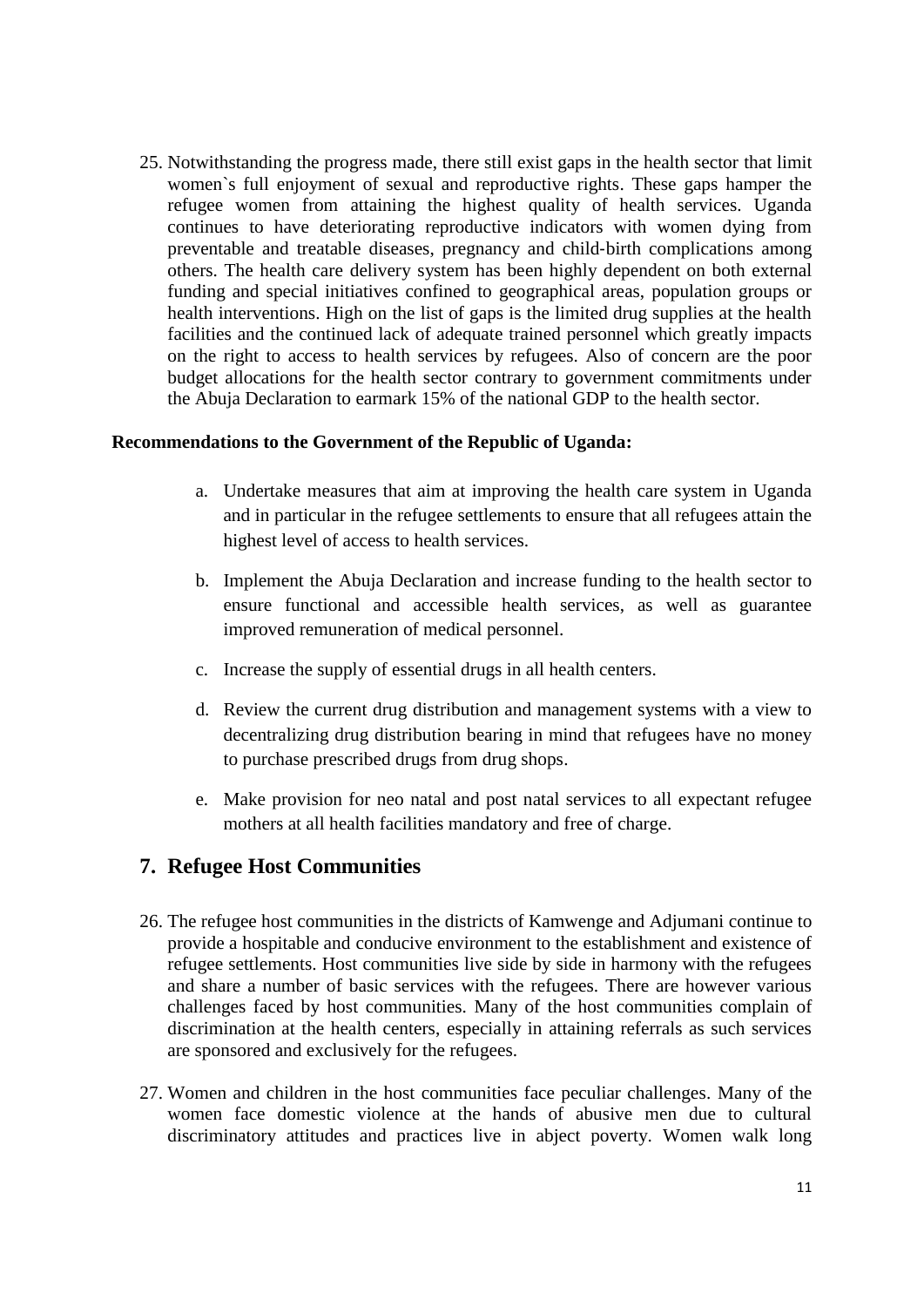25. Notwithstanding the progress made, there still exist gaps in the health sector that limit women`s full enjoyment of sexual and reproductive rights. These gaps hamper the refugee women from attaining the highest quality of health services. Uganda continues to have deteriorating reproductive indicators with women dying from preventable and treatable diseases, pregnancy and child-birth complications among others. The health care delivery system has been highly dependent on both external funding and special initiatives confined to geographical areas, population groups or health interventions. High on the list of gaps is the limited drug supplies at the health facilities and the continued lack of adequate trained personnel which greatly impacts on the right to access to health services by refugees. Also of concern are the poor budget allocations for the health sector contrary to government commitments under the Abuja Declaration to earmark 15% of the national GDP to the health sector.

**Recommendations to the Government of the Republic of Uganda:**

a. Undertake measures that aim at improving the health care system in Uganda and in particular in the refugee settlements to ensure that all refugees attain the highest level of access to health services.

b. Implement the Abuja Declaration and increase funding to the health sector to ensure functional and accessible health services, as well as guarantee improved remuneration of medical personnel.

c. Increase the supply of essential drugs in all health centers.

d. Review the current drug distribution and management systems with a view to decentralizing drug distribution bearing in mind that refugees have no money to purchase prescribed drugs from drug shops.

e. Make provision for neo natal and post natal services to all expectant refugee mothers at all health facilities mandatory and free of charge.

## 7. Refugee Host Communities

26. The refugee host communities in the districts of Kamwenge and Adjumani continue to provide a hospitable and conducive environment to the establishment and existence of refugee settlements. Host communities live side by side in harmony with the refugees and share a number of basic services with the refugees. There are however various challenges faced by host communities. Many of the host communities complain of discrimination at the health centers, especially in attaining referrals as such services are sponsored and exclusively for the refugees.

27. Women and children in the host communities face peculiar challenges. Many of the women face domestic violence at the hands of abusive men due to cultural discriminatory attitudes and practices live in abject poverty. Women walk long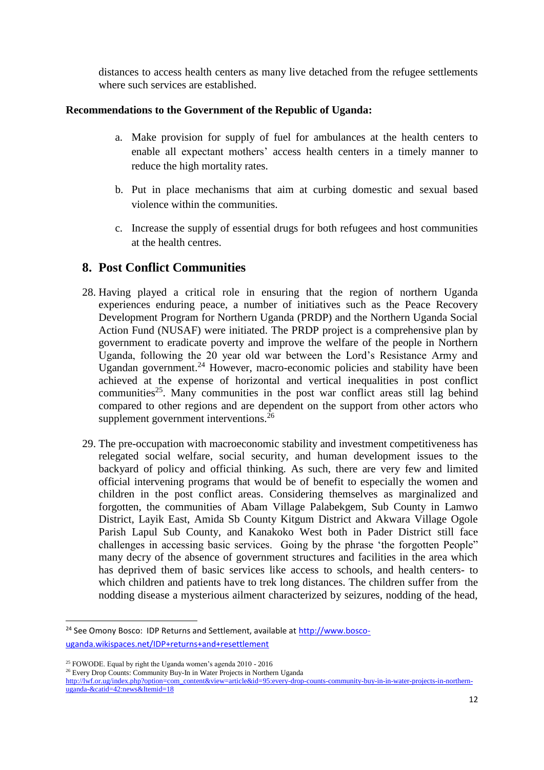distances to access health centers as many live detached from the refugee settlements where such services are established.

**Recommendations to the Government of the Republic of Uganda:**

a. Make provision for supply of fuel for ambulances at the health centers to enable all expectant mothers' access health centers in a timely manner to reduce the high mortality rates.

b. Put in place mechanisms that aim at curbing domestic and sexual based violence within the communities.

c. Increase the supply of essential drugs for both refugees and host communities at the health centres.

## 8. Post Conflict Communities

28. Having played a critical role in ensuring that the region of northern Uganda experiences enduring peace, a number of initiatives such as the Peace Recovery Development Program for Northern Uganda (PRDP) and the Northern Uganda Social Action Fund (NUSAF) were initiated. The PRDP project is a comprehensive plan by government to eradicate poverty and improve the welfare of the people in Northern Uganda, following the 20 year old war between the Lord's Resistance Army and Ugandan government.[24] However, macro-economic policies and stability have been achieved at the expense of horizontal and vertical inequalities in post conflict communities[25]. Many communities in the post war conflict areas still lag behind compared to other regions and are dependent on the support from other actors who supplement government interventions.[26]

29. The pre-occupation with macroeconomic stability and investment competitiveness has relegated social welfare, social security, and human development issues to the backyard of policy and official thinking. As such, there are very few and limited official intervening programs that would be of benefit to especially the women and children in the post conflict areas. Considering themselves as marginalized and forgotten, the communities of Abam Village Palabekgem, Sub County in Lamwo District, Layik East, Amida Sb County Kitgum District and Akwara Village Ogole Parish Lapul Sub County, and Kanakoko West both in Pader District still face challenges in accessing basic services. Going by the phrase 'the forgotten People" many decry of the absence of government structures and facilities in the area which has deprived them of basic services like access to schools, and health centers- to which children and patients have to trek long distances. The children suffer from the nodding disease a mysterious ailment characterized by seizures, nodding of the head,

---

[24] See Omony Bosco: IDP Returns and Settlement, available at http://www.bosco-uganda.wikispaces.net/IDP+returns+and+resettlement

[25] FOWODE. Equal by right the Uganda women's agenda 2010 - 2016

[26] Every Drop Counts: Community Buy-In in Water Projects in Northern Uganda http://lwf.or.ug/index.php?option=com_content&view=article&id=95:every-drop-counts-community-buy-in-in-water-projects-in-northern-uganda-&catid=42:news&Itemid=18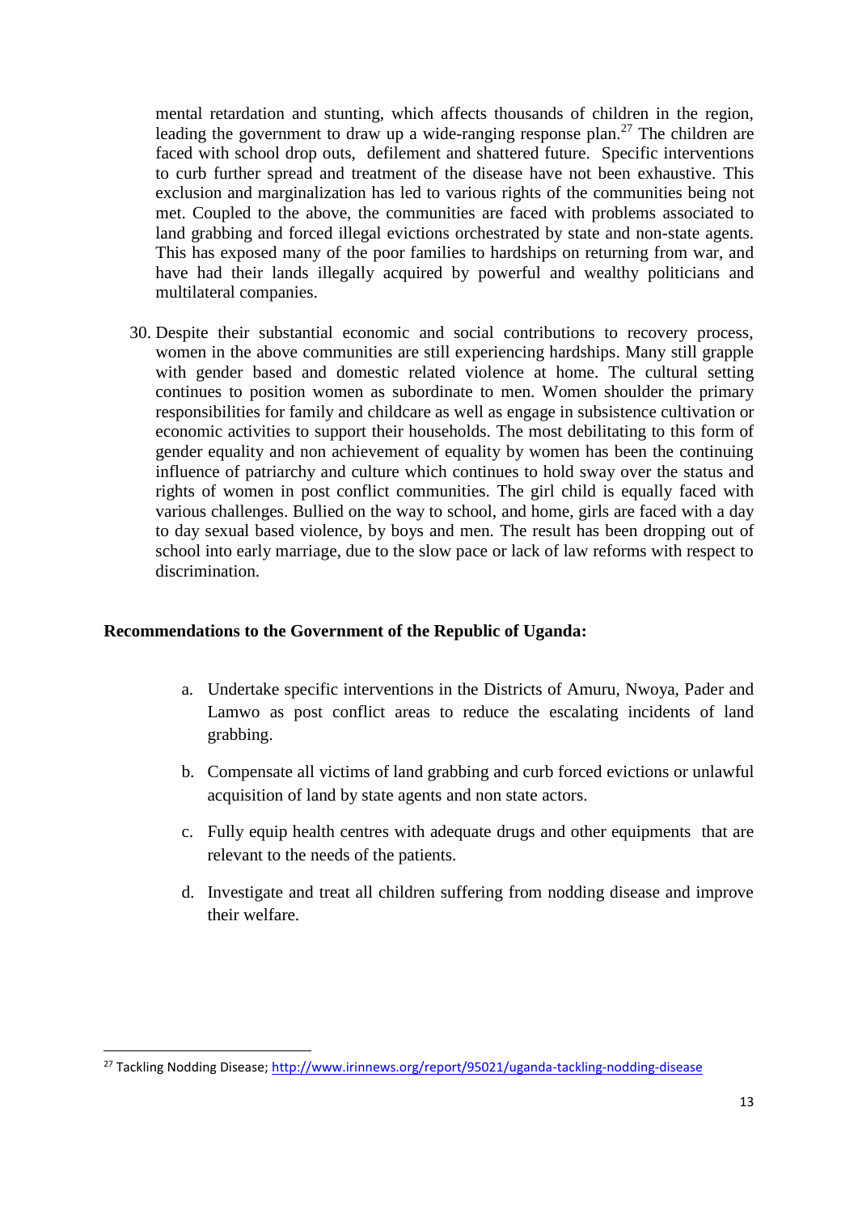mental retardation and stunting, which affects thousands of children in the region, leading the government to draw up a wide-ranging response plan.[27] The children are faced with school drop outs, defilement and shattered future. Specific interventions to curb further spread and treatment of the disease have not been exhaustive. This exclusion and marginalization has led to various rights of the communities being not met. Coupled to the above, the communities are faced with problems associated to land grabbing and forced illegal evictions orchestrated by state and non-state agents. This has exposed many of the poor families to hardships on returning from war, and have had their lands illegally acquired by powerful and wealthy politicians and multilateral companies.

30. Despite their substantial economic and social contributions to recovery process, women in the above communities are still experiencing hardships. Many still grapple with gender based and domestic related violence at home. The cultural setting continues to position women as subordinate to men. Women shoulder the primary responsibilities for family and childcare as well as engage in subsistence cultivation or economic activities to support their households. The most debilitating to this form of gender equality and non achievement of equality by women has been the continuing influence of patriarchy and culture which continues to hold sway over the status and rights of women in post conflict communities. The girl child is equally faced with various challenges. Bullied on the way to school, and home, girls are faced with a day to day sexual based violence, by boys and men. The result has been dropping out of school into early marriage, due to the slow pace or lack of law reforms with respect to discrimination.

**Recommendations to the Government of the Republic of Uganda:**

a. Undertake specific interventions in the Districts of Amuru, Nwoya, Pader and Lamwo as post conflict areas to reduce the escalating incidents of land grabbing.

b. Compensate all victims of land grabbing and curb forced evictions or unlawful acquisition of land by state agents and non state actors.

c. Fully equip health centres with adequate drugs and other equipments that are relevant to the needs of the patients.

d. Investigate and treat all children suffering from nodding disease and improve their welfare.

---

[27] Tackling Nodding Disease; http://www.irinnews.org/report/95021/uganda-tackling-nodding-disease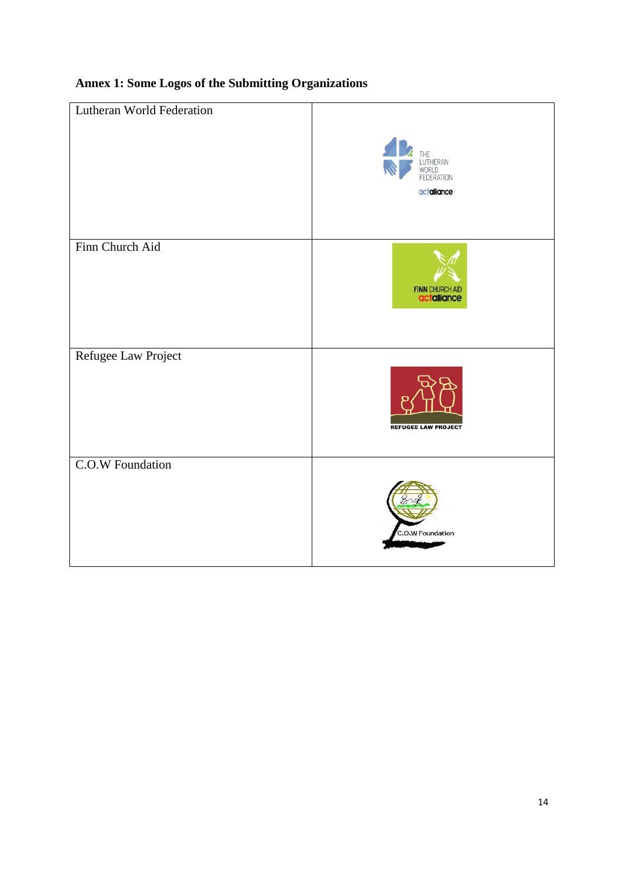**Annex 1: Some Logos of the Submitting Organizations**

| | |
|---|---|
| Lutheran World Federation | THE LUTHERAN WORLD FEDERATION actalliance |
| Finn Church Aid | FINN CHURCH AID actalliance |
| Refugee Law Project | REFUGEE LAW PROJECT |
| C.O.W Foundation | C.O.W Foundation |